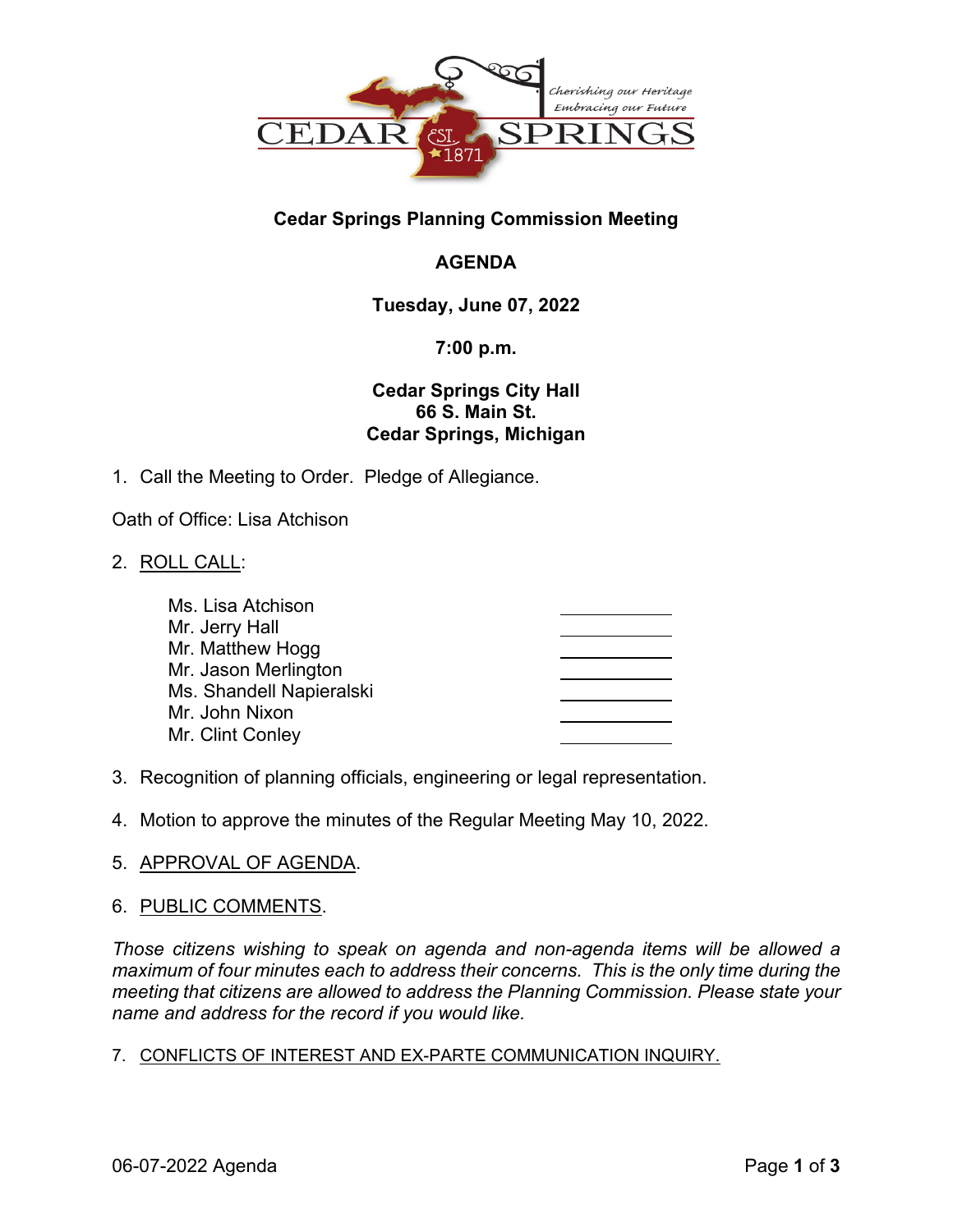CEDAR SPRINGS

EST. 1871

*Cherishing our Heritage*
*Embracing our Future*

**Cedar Springs Planning Commission Meeting**

**AGENDA**

**Tuesday, June 07, 2022**

**7:00 p.m.**

**Cedar Springs City Hall**
**66 S. Main St.**
**Cedar Springs, Michigan**

1. Call the Meeting to Order. Pledge of Allegiance.

Oath of Office: Lisa Atchison

2. ROLL CALL:

| | |
|---|---|
| Ms. Lisa Atchison | ______ |
| Mr. Jerry Hall | ______ |
| Mr. Matthew Hogg | ______ |
| Mr. Jason Merlington | ______ |
| Ms. Shandell Napieralski | ______ |
| Mr. John Nixon | ______ |
| Mr. Clint Conley | ______ |

3. Recognition of planning officials, engineering or legal representation.

4. Motion to approve the minutes of the Regular Meeting May 10, 2022.

5. APPROVAL OF AGENDA.

6. PUBLIC COMMENTS.

*Those citizens wishing to speak on agenda and non-agenda items will be allowed a maximum of four minutes each to address their concerns. This is the only time during the meeting that citizens are allowed to address the Planning Commission. Please state your name and address for the record if you would like.*

7. CONFLICTS OF INTEREST AND EX-PARTE COMMUNICATION INQUIRY.

06-07-2022 Agenda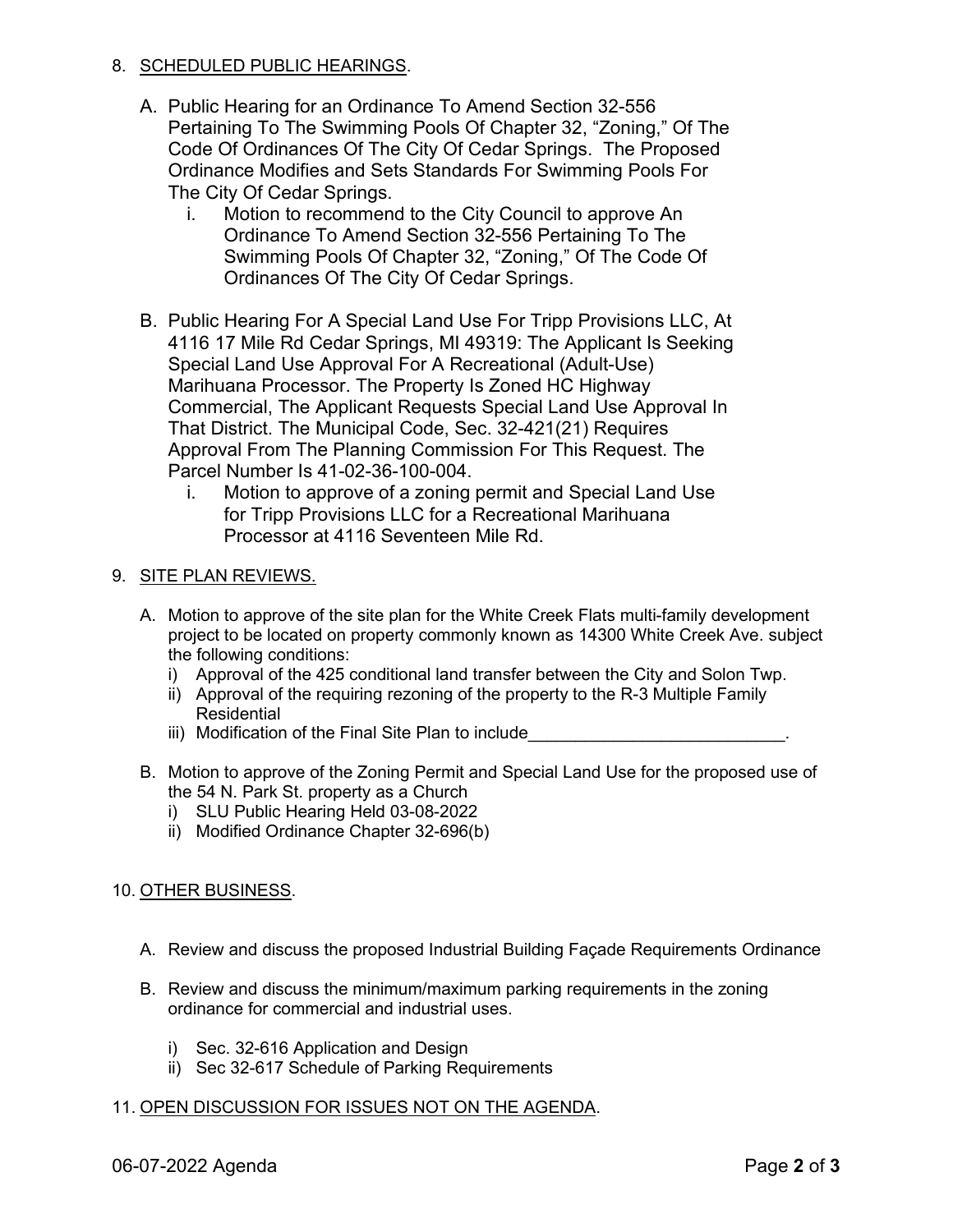8. <u>SCHEDULED PUBLIC HEARINGS</u>.

   A. Public Hearing for an Ordinance To Amend Section 32-556 Pertaining To The Swimming Pools Of Chapter 32, "Zoning," Of The Code Of Ordinances Of The City Of Cedar Springs. The Proposed Ordinance Modifies and Sets Standards For Swimming Pools For The City Of Cedar Springs.
      i. Motion to recommend to the City Council to approve An Ordinance To Amend Section 32-556 Pertaining To The Swimming Pools Of Chapter 32, "Zoning," Of The Code Of Ordinances Of The City Of Cedar Springs.

   B. Public Hearing For A Special Land Use For Tripp Provisions LLC, At 4116 17 Mile Rd Cedar Springs, MI 49319: The Applicant Is Seeking Special Land Use Approval For A Recreational (Adult-Use) Marihuana Processor. The Property Is Zoned HC Highway Commercial, The Applicant Requests Special Land Use Approval In That District. The Municipal Code, Sec. 32-421(21) Requires Approval From The Planning Commission For This Request. The Parcel Number Is 41-02-36-100-004.
      i. Motion to approve of a zoning permit and Special Land Use for Tripp Provisions LLC for a Recreational Marihuana Processor at 4116 Seventeen Mile Rd.

9. <u>SITE PLAN REVIEWS.</u>

   A. Motion to approve of the site plan for the White Creek Flats multi-family development project to be located on property commonly known as 14300 White Creek Ave. subject the following conditions:
      i) Approval of the 425 conditional land transfer between the City and Solon Twp.
      ii) Approval of the requiring rezoning of the property to the R-3 Multiple Family Residential
      iii) Modification of the Final Site Plan to include___________________________.

   B. Motion to approve of the Zoning Permit and Special Land Use for the proposed use of the 54 N. Park St. property as a Church
      i) SLU Public Hearing Held 03-08-2022
      ii) Modified Ordinance Chapter 32-696(b)

10. <u>OTHER BUSINESS</u>.

    A. Review and discuss the proposed Industrial Building Façade Requirements Ordinance

    B. Review and discuss the minimum/maximum parking requirements in the zoning ordinance for commercial and industrial uses.
       i) Sec. 32-616 Application and Design
       ii) Sec 32-617 Schedule of Parking Requirements

11. <u>OPEN DISCUSSION FOR ISSUES NOT ON THE AGENDA</u>.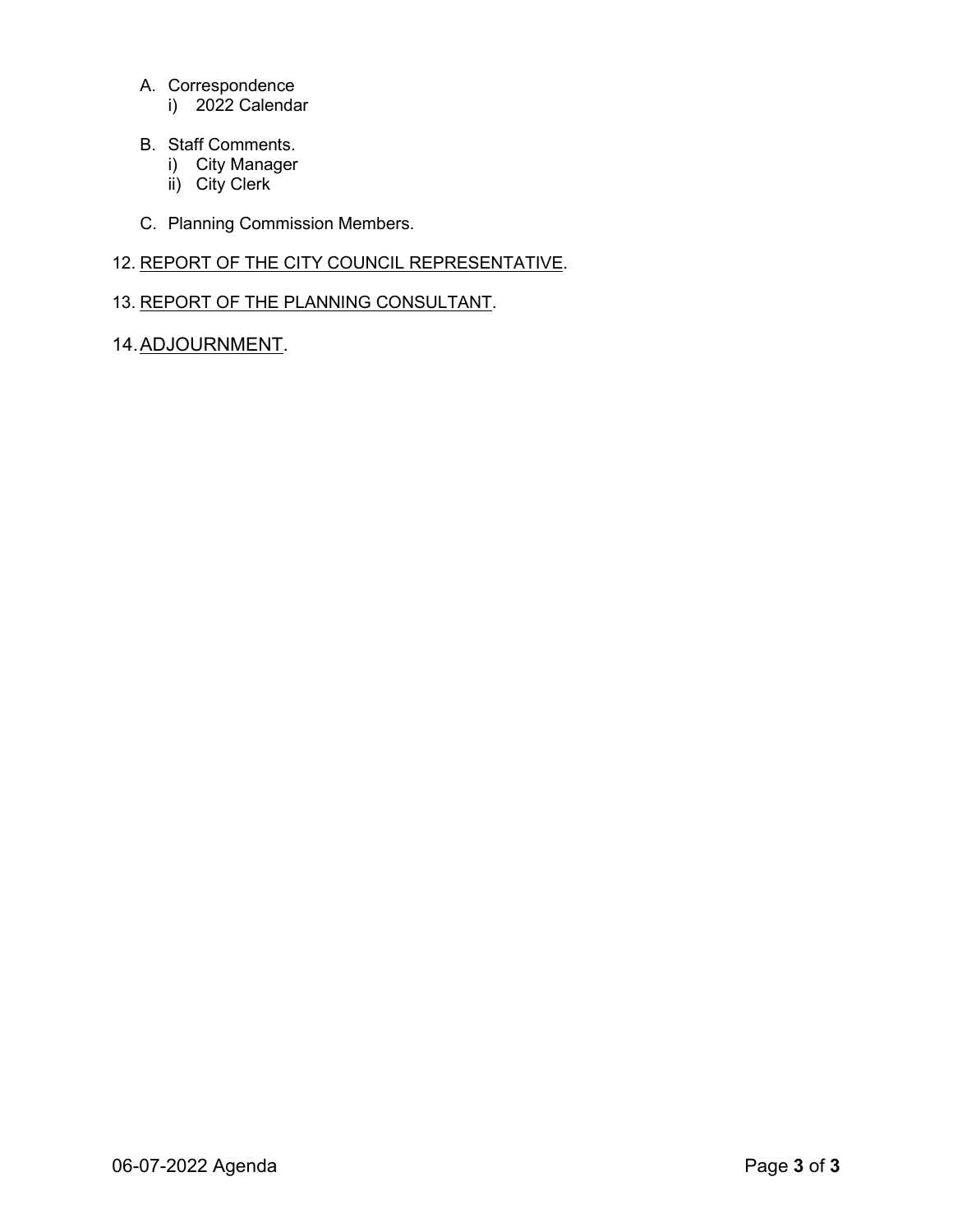A. Correspondence
   i) 2022 Calendar

B. Staff Comments.
   i) City Manager
   ii) City Clerk

C. Planning Commission Members.

12. REPORT OF THE CITY COUNCIL REPRESENTATIVE.

13. REPORT OF THE PLANNING CONSULTANT.

14. ADJOURNMENT.